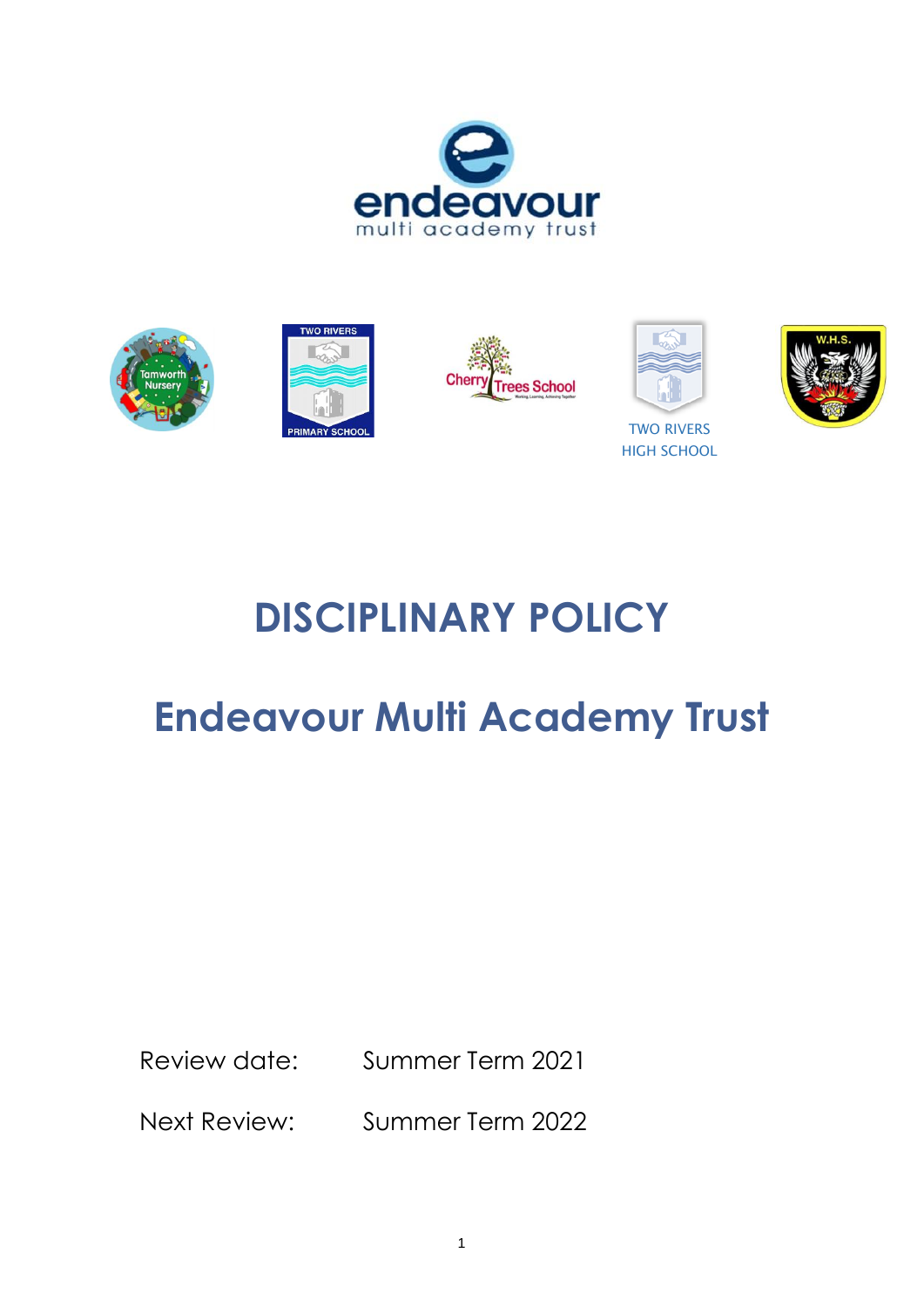# DISCIPLINARY POLICY

# Endeavour Multi Academy Trust

Review date: Summer Term 2021

Next Review: Summer Term 2022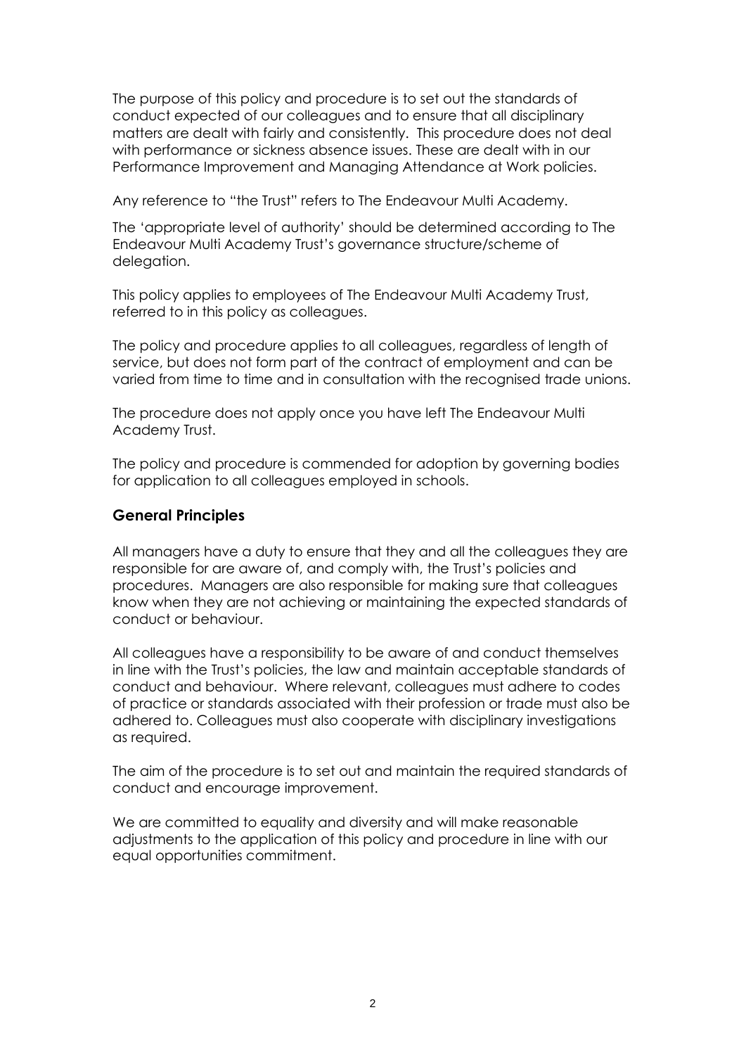The purpose of this policy and procedure is to set out the standards of conduct expected of our colleagues and to ensure that all disciplinary matters are dealt with fairly and consistently. This procedure does not deal with performance or sickness absence issues. These are dealt with in our Performance Improvement and Managing Attendance at Work policies.

Any reference to "the Trust" refers to The Endeavour Multi Academy.

The 'appropriate level of authority' should be determined according to The Endeavour Multi Academy Trust's governance structure/scheme of delegation.

This policy applies to employees of The Endeavour Multi Academy Trust, referred to in this policy as colleagues.

The policy and procedure applies to all colleagues, regardless of length of service, but does not form part of the contract of employment and can be varied from time to time and in consultation with the recognised trade unions.

The procedure does not apply once you have left The Endeavour Multi Academy Trust.

The policy and procedure is commended for adoption by governing bodies for application to all colleagues employed in schools.

## General Principles

All managers have a duty to ensure that they and all the colleagues they are responsible for are aware of, and comply with, the Trust's policies and procedures. Managers are also responsible for making sure that colleagues know when they are not achieving or maintaining the expected standards of conduct or behaviour.

All colleagues have a responsibility to be aware of and conduct themselves in line with the Trust's policies, the law and maintain acceptable standards of conduct and behaviour. Where relevant, colleagues must adhere to codes of practice or standards associated with their profession or trade must also be adhered to. Colleagues must also cooperate with disciplinary investigations as required.

The aim of the procedure is to set out and maintain the required standards of conduct and encourage improvement.

We are committed to equality and diversity and will make reasonable adjustments to the application of this policy and procedure in line with our equal opportunities commitment.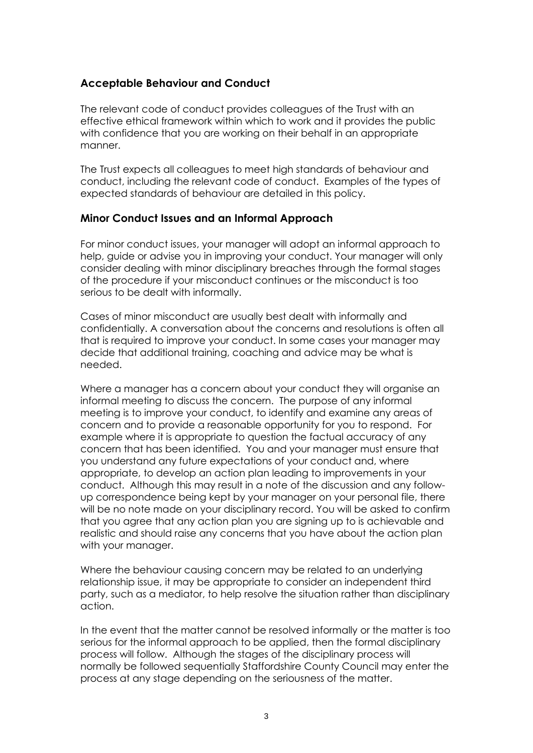## Acceptable Behaviour and Conduct

The relevant code of conduct provides colleagues of the Trust with an effective ethical framework within which to work and it provides the public with confidence that you are working on their behalf in an appropriate manner.

The Trust expects all colleagues to meet high standards of behaviour and conduct, including the relevant code of conduct. Examples of the types of expected standards of behaviour are detailed in this policy.

## Minor Conduct Issues and an Informal Approach

For minor conduct issues, your manager will adopt an informal approach to help, guide or advise you in improving your conduct. Your manager will only consider dealing with minor disciplinary breaches through the formal stages of the procedure if your misconduct continues or the misconduct is too serious to be dealt with informally.

Cases of minor misconduct are usually best dealt with informally and confidentially. A conversation about the concerns and resolutions is often all that is required to improve your conduct. In some cases your manager may decide that additional training, coaching and advice may be what is needed.

Where a manager has a concern about your conduct they will organise an informal meeting to discuss the concern. The purpose of any informal meeting is to improve your conduct, to identify and examine any areas of concern and to provide a reasonable opportunity for you to respond. For example where it is appropriate to question the factual accuracy of any concern that has been identified. You and your manager must ensure that you understand any future expectations of your conduct and, where appropriate, to develop an action plan leading to improvements in your conduct. Although this may result in a note of the discussion and any follow-up correspondence being kept by your manager on your personal file, there will be no note made on your disciplinary record. You will be asked to confirm that you agree that any action plan you are signing up to is achievable and realistic and should raise any concerns that you have about the action plan with your manager.

Where the behaviour causing concern may be related to an underlying relationship issue, it may be appropriate to consider an independent third party, such as a mediator, to help resolve the situation rather than disciplinary action.

In the event that the matter cannot be resolved informally or the matter is too serious for the informal approach to be applied, then the formal disciplinary process will follow. Although the stages of the disciplinary process will normally be followed sequentially Staffordshire County Council may enter the process at any stage depending on the seriousness of the matter.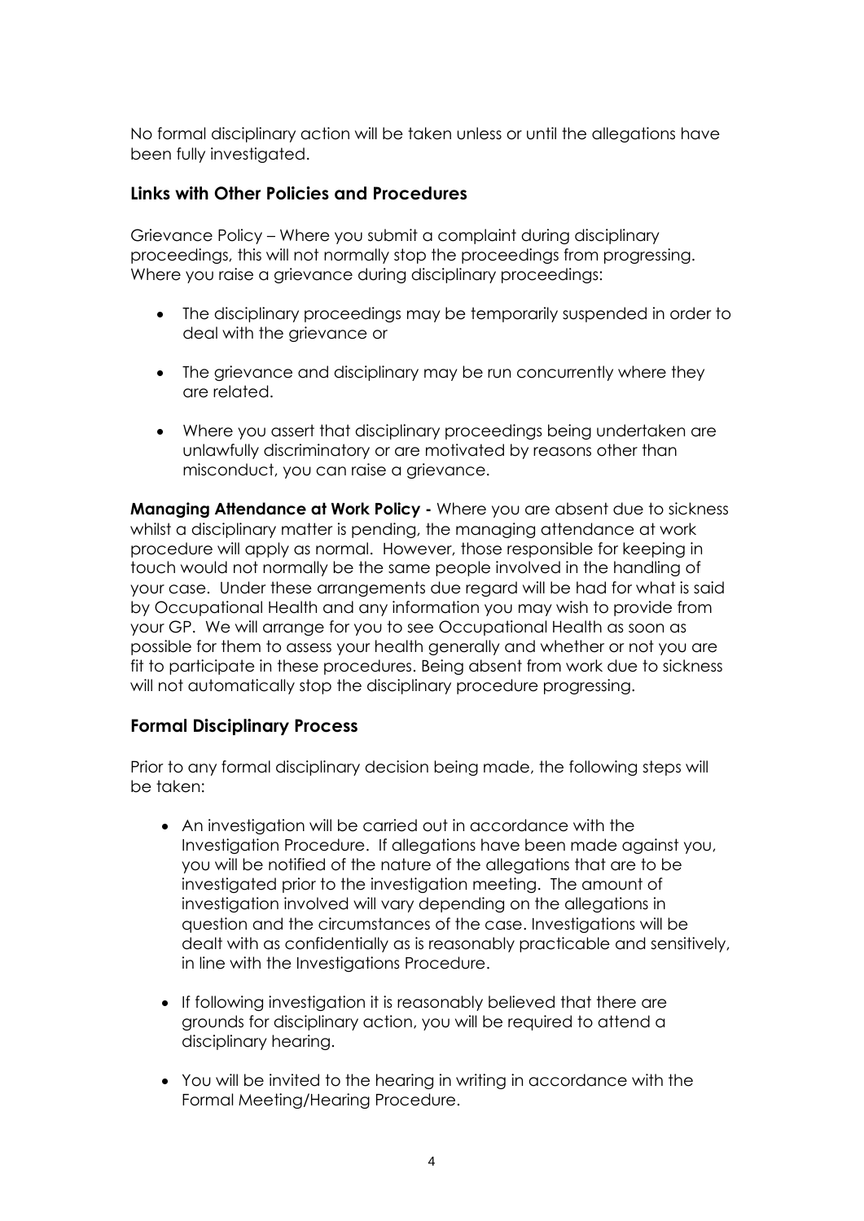No formal disciplinary action will be taken unless or until the allegations have been fully investigated.

## Links with Other Policies and Procedures

Grievance Policy – Where you submit a complaint during disciplinary proceedings, this will not normally stop the proceedings from progressing. Where you raise a grievance during disciplinary proceedings:

- The disciplinary proceedings may be temporarily suspended in order to deal with the grievance or
- The grievance and disciplinary may be run concurrently where they are related.
- Where you assert that disciplinary proceedings being undertaken are unlawfully discriminatory or are motivated by reasons other than misconduct, you can raise a grievance.

**Managing Attendance at Work Policy -** Where you are absent due to sickness whilst a disciplinary matter is pending, the managing attendance at work procedure will apply as normal. However, those responsible for keeping in touch would not normally be the same people involved in the handling of your case. Under these arrangements due regard will be had for what is said by Occupational Health and any information you may wish to provide from your GP. We will arrange for you to see Occupational Health as soon as possible for them to assess your health generally and whether or not you are fit to participate in these procedures. Being absent from work due to sickness will not automatically stop the disciplinary procedure progressing.

## Formal Disciplinary Process

Prior to any formal disciplinary decision being made, the following steps will be taken:

- An investigation will be carried out in accordance with the Investigation Procedure. If allegations have been made against you, you will be notified of the nature of the allegations that are to be investigated prior to the investigation meeting. The amount of investigation involved will vary depending on the allegations in question and the circumstances of the case. Investigations will be dealt with as confidentially as is reasonably practicable and sensitively, in line with the Investigations Procedure.
- If following investigation it is reasonably believed that there are grounds for disciplinary action, you will be required to attend a disciplinary hearing.
- You will be invited to the hearing in writing in accordance with the Formal Meeting/Hearing Procedure.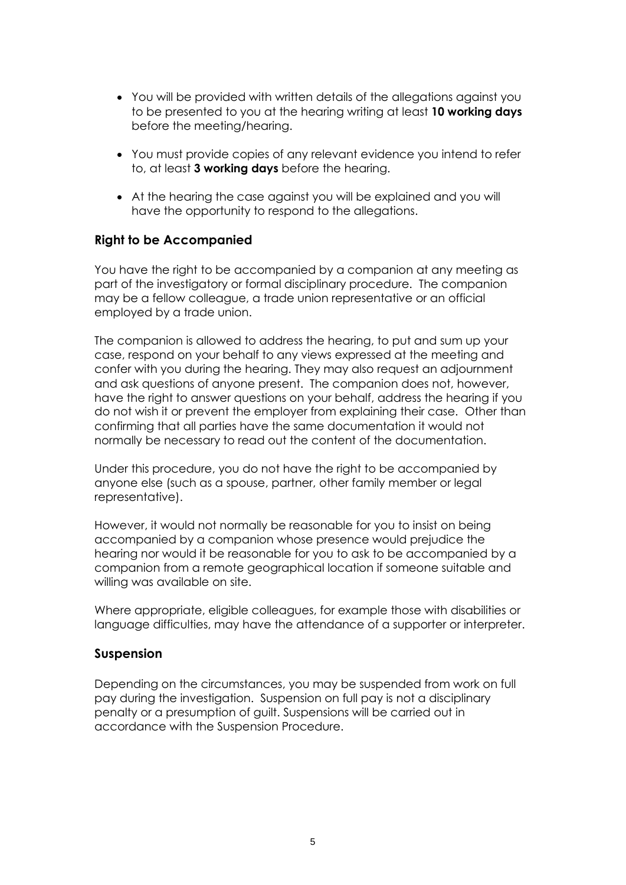- You will be provided with written details of the allegations against you to be presented to you at the hearing writing at least **10 working days** before the meeting/hearing.
- You must provide copies of any relevant evidence you intend to refer to, at least **3 working days** before the hearing.
- At the hearing the case against you will be explained and you will have the opportunity to respond to the allegations.

## Right to be Accompanied

You have the right to be accompanied by a companion at any meeting as part of the investigatory or formal disciplinary procedure. The companion may be a fellow colleague, a trade union representative or an official employed by a trade union.

The companion is allowed to address the hearing, to put and sum up your case, respond on your behalf to any views expressed at the meeting and confer with you during the hearing. They may also request an adjournment and ask questions of anyone present. The companion does not, however, have the right to answer questions on your behalf, address the hearing if you do not wish it or prevent the employer from explaining their case. Other than confirming that all parties have the same documentation it would not normally be necessary to read out the content of the documentation.

Under this procedure, you do not have the right to be accompanied by anyone else (such as a spouse, partner, other family member or legal representative).

However, it would not normally be reasonable for you to insist on being accompanied by a companion whose presence would prejudice the hearing nor would it be reasonable for you to ask to be accompanied by a companion from a remote geographical location if someone suitable and willing was available on site.

Where appropriate, eligible colleagues, for example those with disabilities or language difficulties, may have the attendance of a supporter or interpreter.

## Suspension

Depending on the circumstances, you may be suspended from work on full pay during the investigation. Suspension on full pay is not a disciplinary penalty or a presumption of guilt. Suspensions will be carried out in accordance with the Suspension Procedure.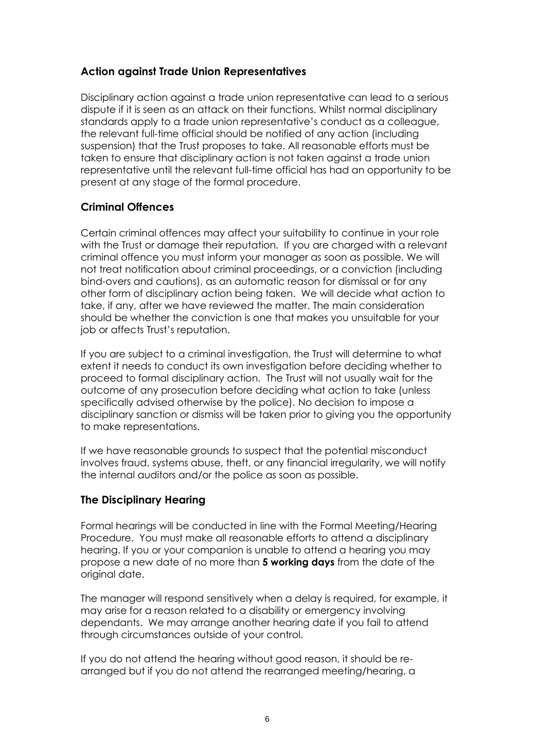## Action against Trade Union Representatives

Disciplinary action against a trade union representative can lead to a serious dispute if it is seen as an attack on their functions. Whilst normal disciplinary standards apply to a trade union representative's conduct as a colleague, the relevant full-time official should be notified of any action (including suspension) that the Trust proposes to take. All reasonable efforts must be taken to ensure that disciplinary action is not taken against a trade union representative until the relevant full-time official has had an opportunity to be present at any stage of the formal procedure.

## Criminal Offences

Certain criminal offences may affect your suitability to continue in your role with the Trust or damage their reputation. If you are charged with a relevant criminal offence you must inform your manager as soon as possible. We will not treat notification about criminal proceedings, or a conviction (including bind-overs and cautions), as an automatic reason for dismissal or for any other form of disciplinary action being taken. We will decide what action to take, if any, after we have reviewed the matter. The main consideration should be whether the conviction is one that makes you unsuitable for your job or affects Trust's reputation.

If you are subject to a criminal investigation, the Trust will determine to what extent it needs to conduct its own investigation before deciding whether to proceed to formal disciplinary action. The Trust will not usually wait for the outcome of any prosecution before deciding what action to take (unless specifically advised otherwise by the police). No decision to impose a disciplinary sanction or dismiss will be taken prior to giving you the opportunity to make representations.

If we have reasonable grounds to suspect that the potential misconduct involves fraud, systems abuse, theft, or any financial irregularity, we will notify the internal auditors and/or the police as soon as possible.

## The Disciplinary Hearing

Formal hearings will be conducted in line with the Formal Meeting/Hearing Procedure. You must make all reasonable efforts to attend a disciplinary hearing. If you or your companion is unable to attend a hearing you may propose a new date of no more than **5 working days** from the date of the original date.

The manager will respond sensitively when a delay is required, for example, it may arise for a reason related to a disability or emergency involving dependants. We may arrange another hearing date if you fail to attend through circumstances outside of your control.

If you do not attend the hearing without good reason, it should be re-arranged but if you do not attend the rearranged meeting/hearing, a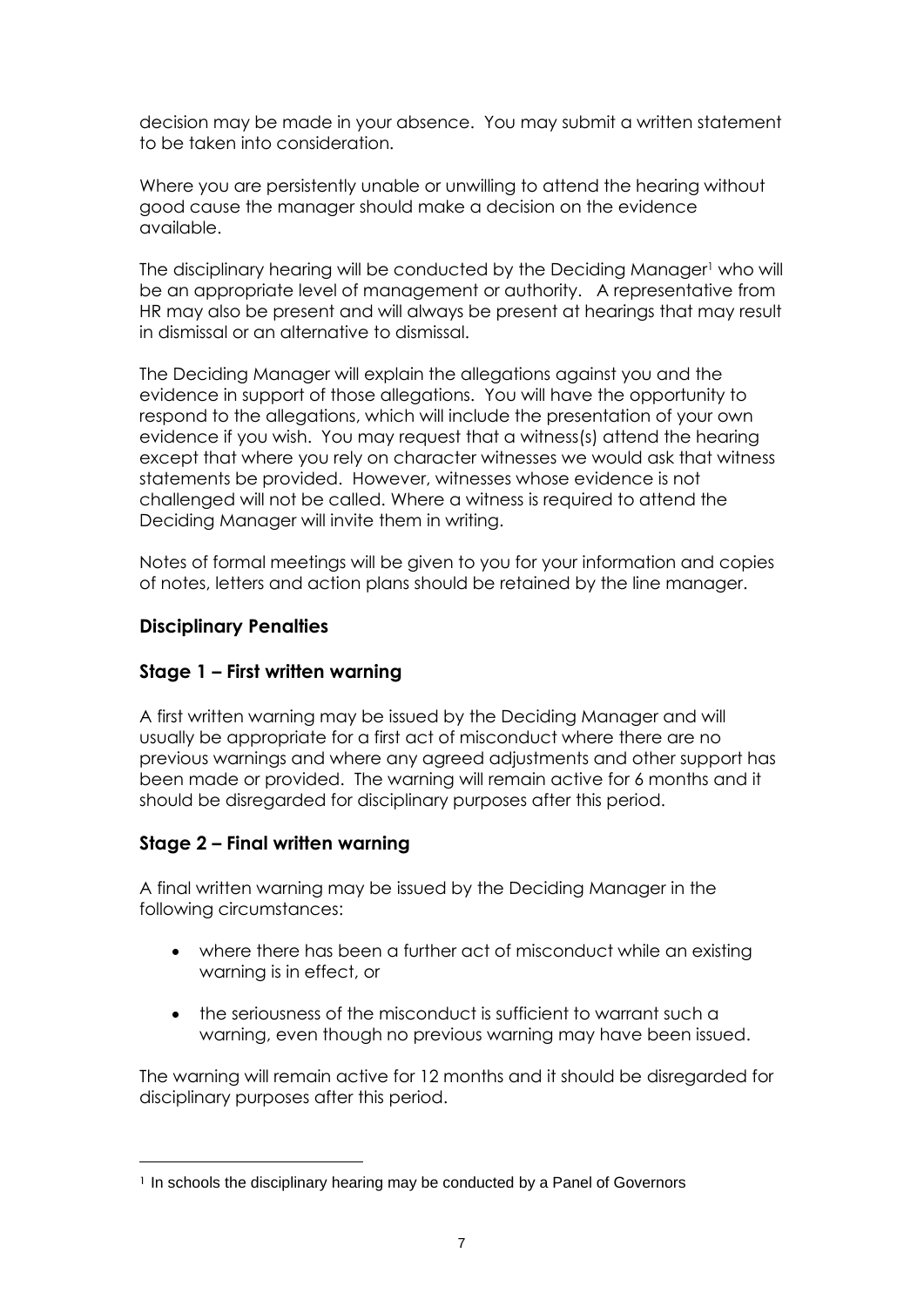decision may be made in your absence. You may submit a written statement to be taken into consideration.

Where you are persistently unable or unwilling to attend the hearing without good cause the manager should make a decision on the evidence available.

The disciplinary hearing will be conducted by the Deciding Manager[1] who will be an appropriate level of management or authority. A representative from HR may also be present and will always be present at hearings that may result in dismissal or an alternative to dismissal.

The Deciding Manager will explain the allegations against you and the evidence in support of those allegations. You will have the opportunity to respond to the allegations, which will include the presentation of your own evidence if you wish. You may request that a witness(s) attend the hearing except that where you rely on character witnesses we would ask that witness statements be provided. However, witnesses whose evidence is not challenged will not be called. Where a witness is required to attend the Deciding Manager will invite them in writing.

Notes of formal meetings will be given to you for your information and copies of notes, letters and action plans should be retained by the line manager.

### Disciplinary Penalties

### Stage 1 – First written warning

A first written warning may be issued by the Deciding Manager and will usually be appropriate for a first act of misconduct where there are no previous warnings and where any agreed adjustments and other support has been made or provided. The warning will remain active for 6 months and it should be disregarded for disciplinary purposes after this period.

### Stage 2 – Final written warning

A final written warning may be issued by the Deciding Manager in the following circumstances:

- where there has been a further act of misconduct while an existing warning is in effect, or
- the seriousness of the misconduct is sufficient to warrant such a warning, even though no previous warning may have been issued.

The warning will remain active for 12 months and it should be disregarded for disciplinary purposes after this period.

---

[1] In schools the disciplinary hearing may be conducted by a Panel of Governors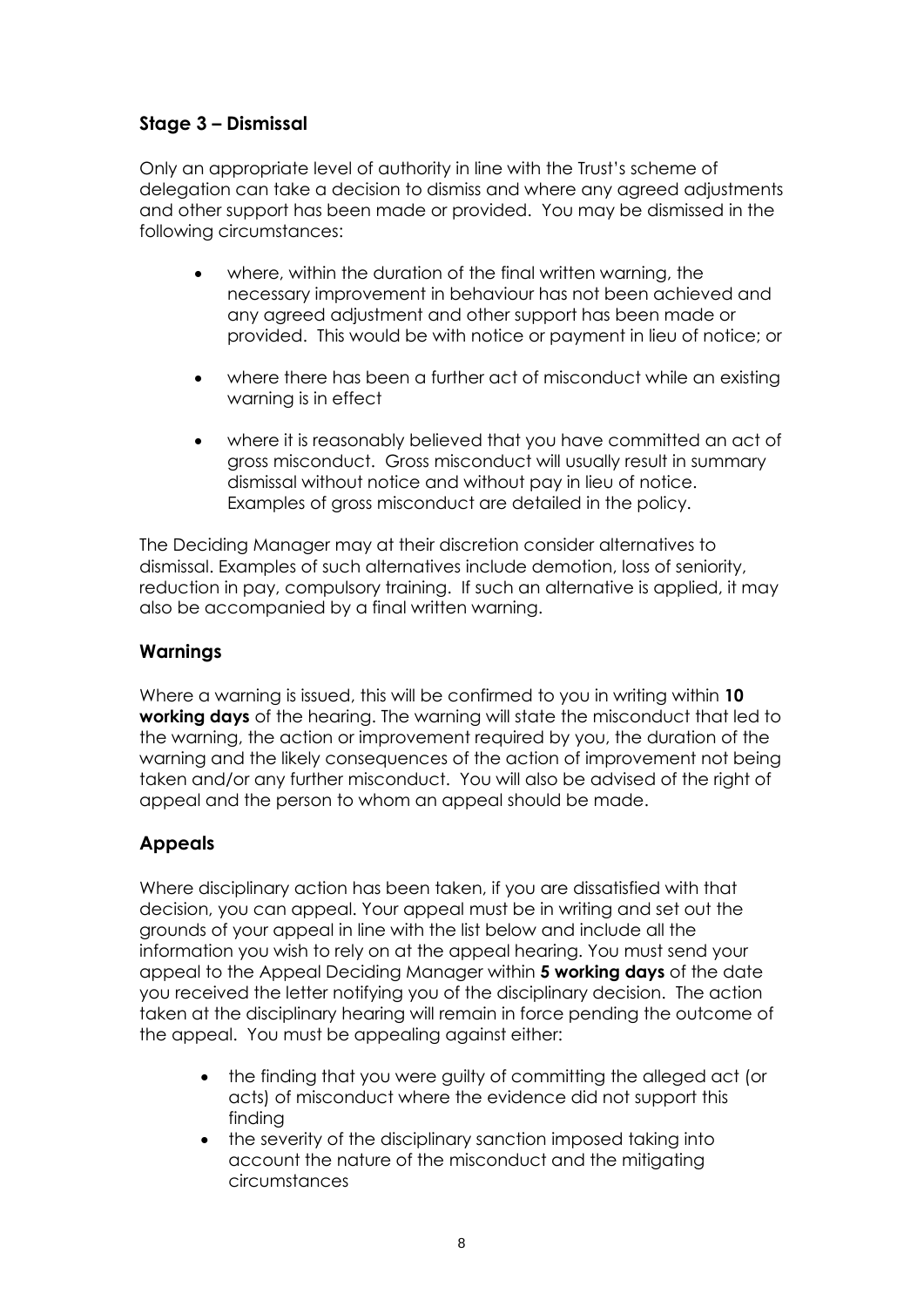## Stage 3 – Dismissal

Only an appropriate level of authority in line with the Trust's scheme of delegation can take a decision to dismiss and where any agreed adjustments and other support has been made or provided. You may be dismissed in the following circumstances:

- where, within the duration of the final written warning, the necessary improvement in behaviour has not been achieved and any agreed adjustment and other support has been made or provided. This would be with notice or payment in lieu of notice; or
- where there has been a further act of misconduct while an existing warning is in effect
- where it is reasonably believed that you have committed an act of gross misconduct. Gross misconduct will usually result in summary dismissal without notice and without pay in lieu of notice. Examples of gross misconduct are detailed in the policy.

The Deciding Manager may at their discretion consider alternatives to dismissal. Examples of such alternatives include demotion, loss of seniority, reduction in pay, compulsory training. If such an alternative is applied, it may also be accompanied by a final written warning.

## Warnings

Where a warning is issued, this will be confirmed to you in writing within **10 working days** of the hearing. The warning will state the misconduct that led to the warning, the action or improvement required by you, the duration of the warning and the likely consequences of the action of improvement not being taken and/or any further misconduct. You will also be advised of the right of appeal and the person to whom an appeal should be made.

## Appeals

Where disciplinary action has been taken, if you are dissatisfied with that decision, you can appeal. Your appeal must be in writing and set out the grounds of your appeal in line with the list below and include all the information you wish to rely on at the appeal hearing. You must send your appeal to the Appeal Deciding Manager within **5 working days** of the date you received the letter notifying you of the disciplinary decision. The action taken at the disciplinary hearing will remain in force pending the outcome of the appeal. You must be appealing against either:

- the finding that you were guilty of committing the alleged act (or acts) of misconduct where the evidence did not support this finding
- the severity of the disciplinary sanction imposed taking into account the nature of the misconduct and the mitigating circumstances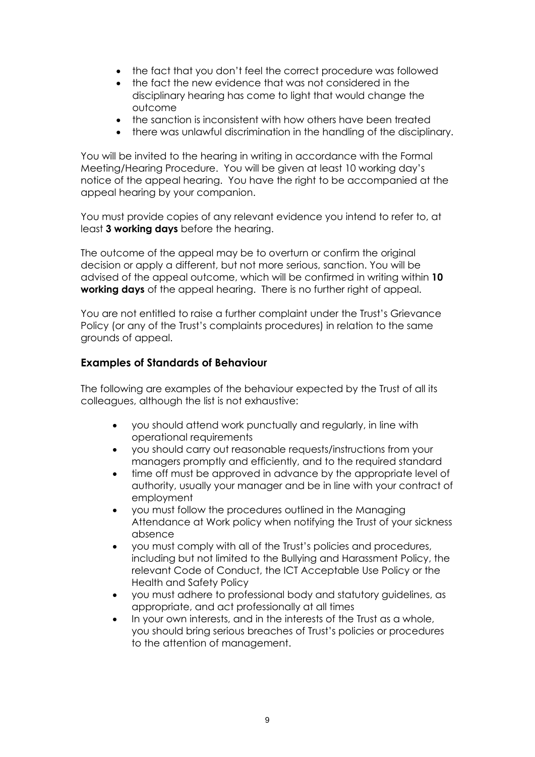- the fact that you don't feel the correct procedure was followed
- the fact the new evidence that was not considered in the disciplinary hearing has come to light that would change the outcome
- the sanction is inconsistent with how others have been treated
- there was unlawful discrimination in the handling of the disciplinary.

You will be invited to the hearing in writing in accordance with the Formal Meeting/Hearing Procedure. You will be given at least 10 working day's notice of the appeal hearing. You have the right to be accompanied at the appeal hearing by your companion.

You must provide copies of any relevant evidence you intend to refer to, at least **3 working days** before the hearing.

The outcome of the appeal may be to overturn or confirm the original decision or apply a different, but not more serious, sanction. You will be advised of the appeal outcome, which will be confirmed in writing within **10 working days** of the appeal hearing. There is no further right of appeal.

You are not entitled to raise a further complaint under the Trust's Grievance Policy (or any of the Trust's complaints procedures) in relation to the same grounds of appeal.

### Examples of Standards of Behaviour

The following are examples of the behaviour expected by the Trust of all its colleagues, although the list is not exhaustive:

- you should attend work punctually and regularly, in line with operational requirements
- you should carry out reasonable requests/instructions from your managers promptly and efficiently, and to the required standard
- time off must be approved in advance by the appropriate level of authority, usually your manager and be in line with your contract of employment
- you must follow the procedures outlined in the Managing Attendance at Work policy when notifying the Trust of your sickness absence
- you must comply with all of the Trust's policies and procedures, including but not limited to the Bullying and Harassment Policy, the relevant Code of Conduct, the ICT Acceptable Use Policy or the Health and Safety Policy
- you must adhere to professional body and statutory guidelines, as appropriate, and act professionally at all times
- In your own interests, and in the interests of the Trust as a whole, you should bring serious breaches of Trust's policies or procedures to the attention of management.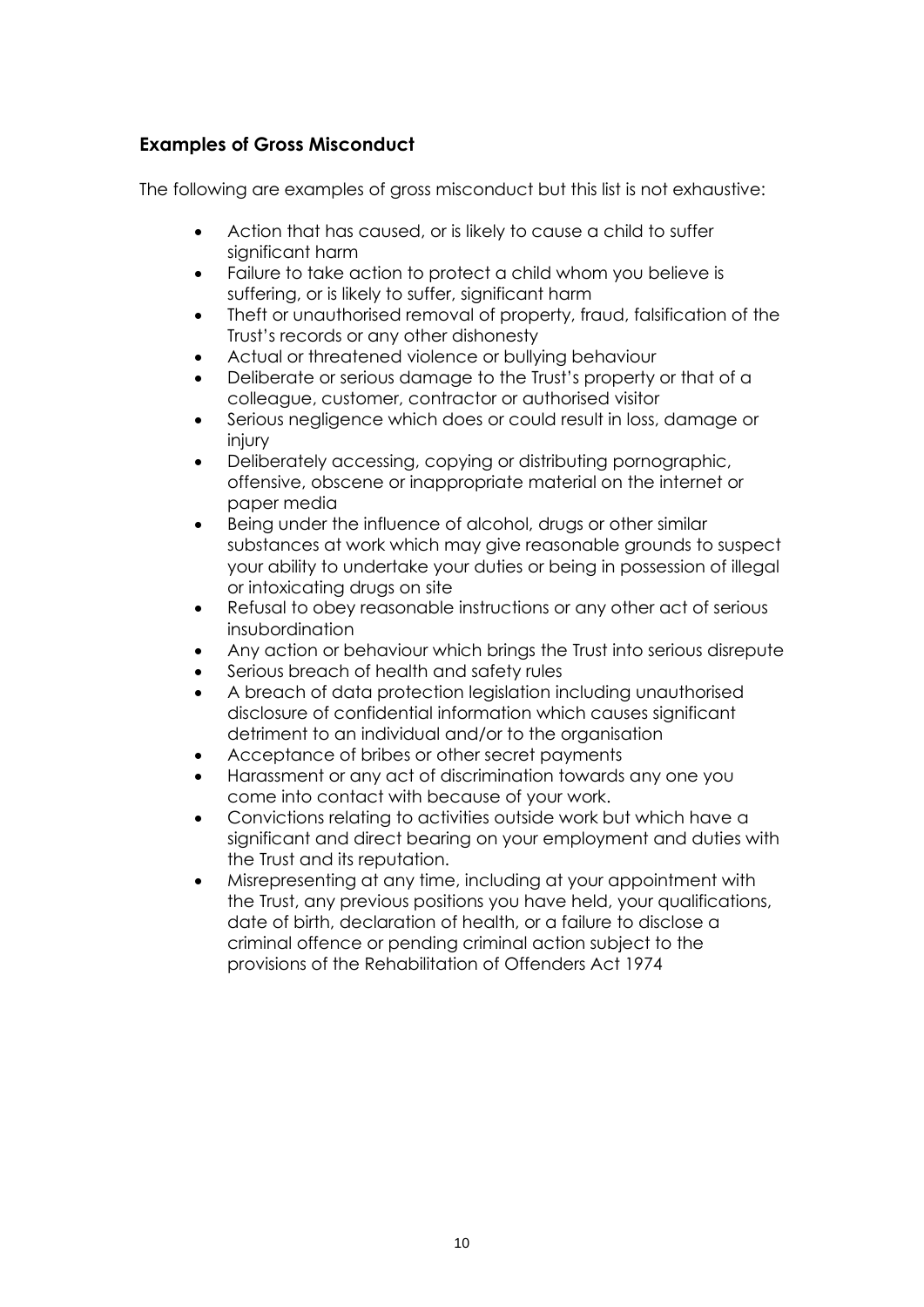### Examples of Gross Misconduct

The following are examples of gross misconduct but this list is not exhaustive:

- Action that has caused, or is likely to cause a child to suffer significant harm
- Failure to take action to protect a child whom you believe is suffering, or is likely to suffer, significant harm
- Theft or unauthorised removal of property, fraud, falsification of the Trust's records or any other dishonesty
- Actual or threatened violence or bullying behaviour
- Deliberate or serious damage to the Trust's property or that of a colleague, customer, contractor or authorised visitor
- Serious negligence which does or could result in loss, damage or injury
- Deliberately accessing, copying or distributing pornographic, offensive, obscene or inappropriate material on the internet or paper media
- Being under the influence of alcohol, drugs or other similar substances at work which may give reasonable grounds to suspect your ability to undertake your duties or being in possession of illegal or intoxicating drugs on site
- Refusal to obey reasonable instructions or any other act of serious insubordination
- Any action or behaviour which brings the Trust into serious disrepute
- Serious breach of health and safety rules
- A breach of data protection legislation including unauthorised disclosure of confidential information which causes significant detriment to an individual and/or to the organisation
- Acceptance of bribes or other secret payments
- Harassment or any act of discrimination towards any one you come into contact with because of your work.
- Convictions relating to activities outside work but which have a significant and direct bearing on your employment and duties with the Trust and its reputation.
- Misrepresenting at any time, including at your appointment with the Trust, any previous positions you have held, your qualifications, date of birth, declaration of health, or a failure to disclose a criminal offence or pending criminal action subject to the provisions of the Rehabilitation of Offenders Act 1974